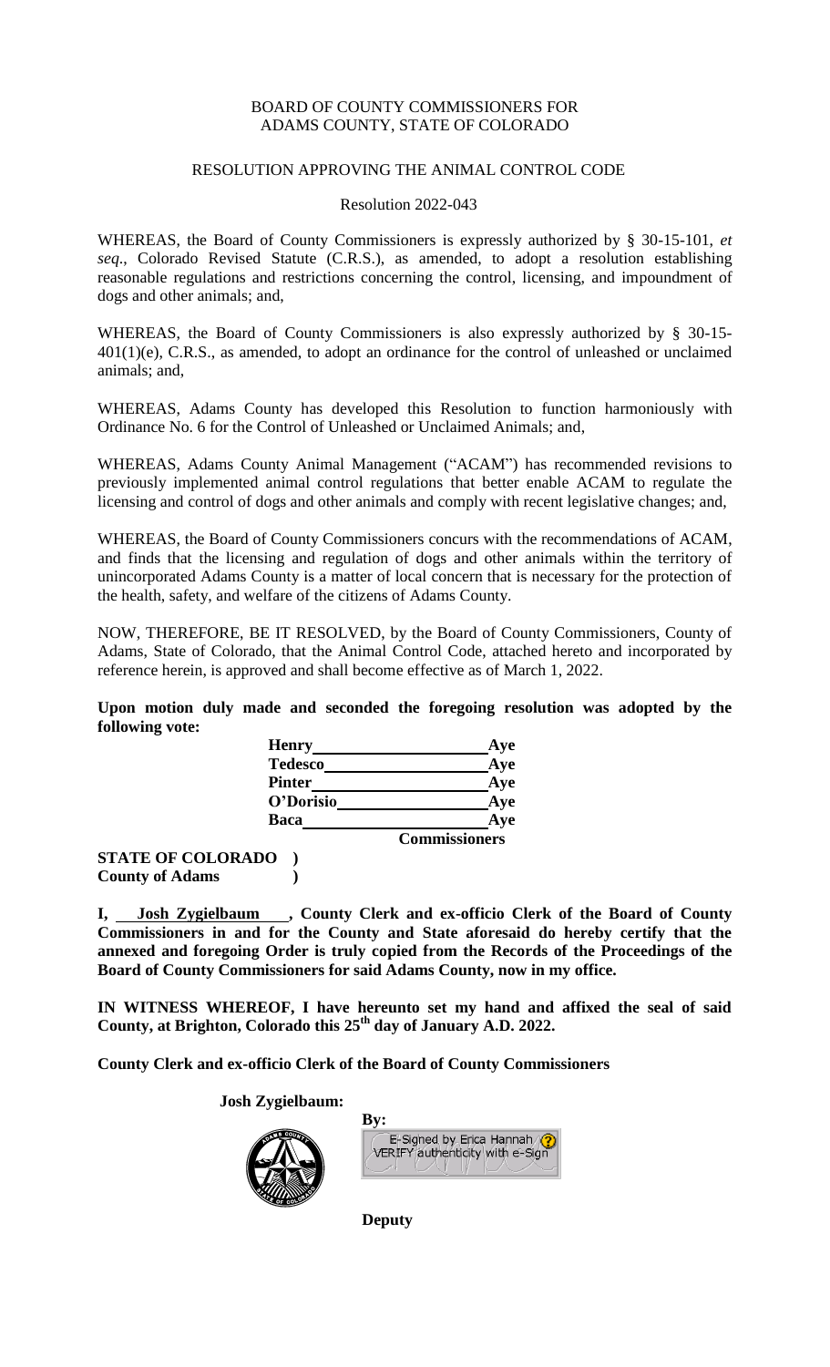BOARD OF COUNTY COMMISSIONERS FOR
ADAMS COUNTY, STATE OF COLORADO

RESOLUTION APPROVING THE ANIMAL CONTROL CODE

Resolution 2022-043

WHEREAS, the Board of County Commissioners is expressly authorized by § 30-15-101, *et seq*., Colorado Revised Statute (C.R.S.), as amended, to adopt a resolution establishing reasonable regulations and restrictions concerning the control, licensing, and impoundment of dogs and other animals; and,

WHEREAS, the Board of County Commissioners is also expressly authorized by § 30-15-401(1)(e), C.R.S., as amended, to adopt an ordinance for the control of unleashed or unclaimed animals; and,

WHEREAS, Adams County has developed this Resolution to function harmoniously with Ordinance No. 6 for the Control of Unleashed or Unclaimed Animals; and,

WHEREAS, Adams County Animal Management ("ACAM") has recommended revisions to previously implemented animal control regulations that better enable ACAM to regulate the licensing and control of dogs and other animals and comply with recent legislative changes; and,

WHEREAS, the Board of County Commissioners concurs with the recommendations of ACAM, and finds that the licensing and regulation of dogs and other animals within the territory of unincorporated Adams County is a matter of local concern that is necessary for the protection of the health, safety, and welfare of the citizens of Adams County.

NOW, THEREFORE, BE IT RESOLVED, by the Board of County Commissioners, County of Adams, State of Colorado, that the Animal Control Code, attached hereto and incorporated by reference herein, is approved and shall become effective as of March 1, 2022.

**Upon motion duly made and seconded the foregoing resolution was adopted by the following vote:**

| | |
|---|---|
| **Henry** | **Aye** |
| **Tedesco** | **Aye** |
| **Pinter** | **Aye** |
| **O'Dorisio** | **Aye** |
| **Baca** | **Aye** |
| | **Commissioners** |

**STATE OF COLORADO )**
**County of Adams )**

**I, Josh Zygielbaum, County Clerk and ex-officio Clerk of the Board of County Commissioners in and for the County and State aforesaid do hereby certify that the annexed and foregoing Order is truly copied from the Records of the Proceedings of the Board of County Commissioners for said Adams County, now in my office.**

**IN WITNESS WHEREOF, I have hereunto set my hand and affixed the seal of said County, at Brighton, Colorado this 25th day of January A.D. 2022.**

**County Clerk and ex-officio Clerk of the Board of County Commissioners**

**Josh Zygielbaum:**

**By:**

E-Signed by Erica Hannah
VERIFY authenticity with e-Sign

**Deputy**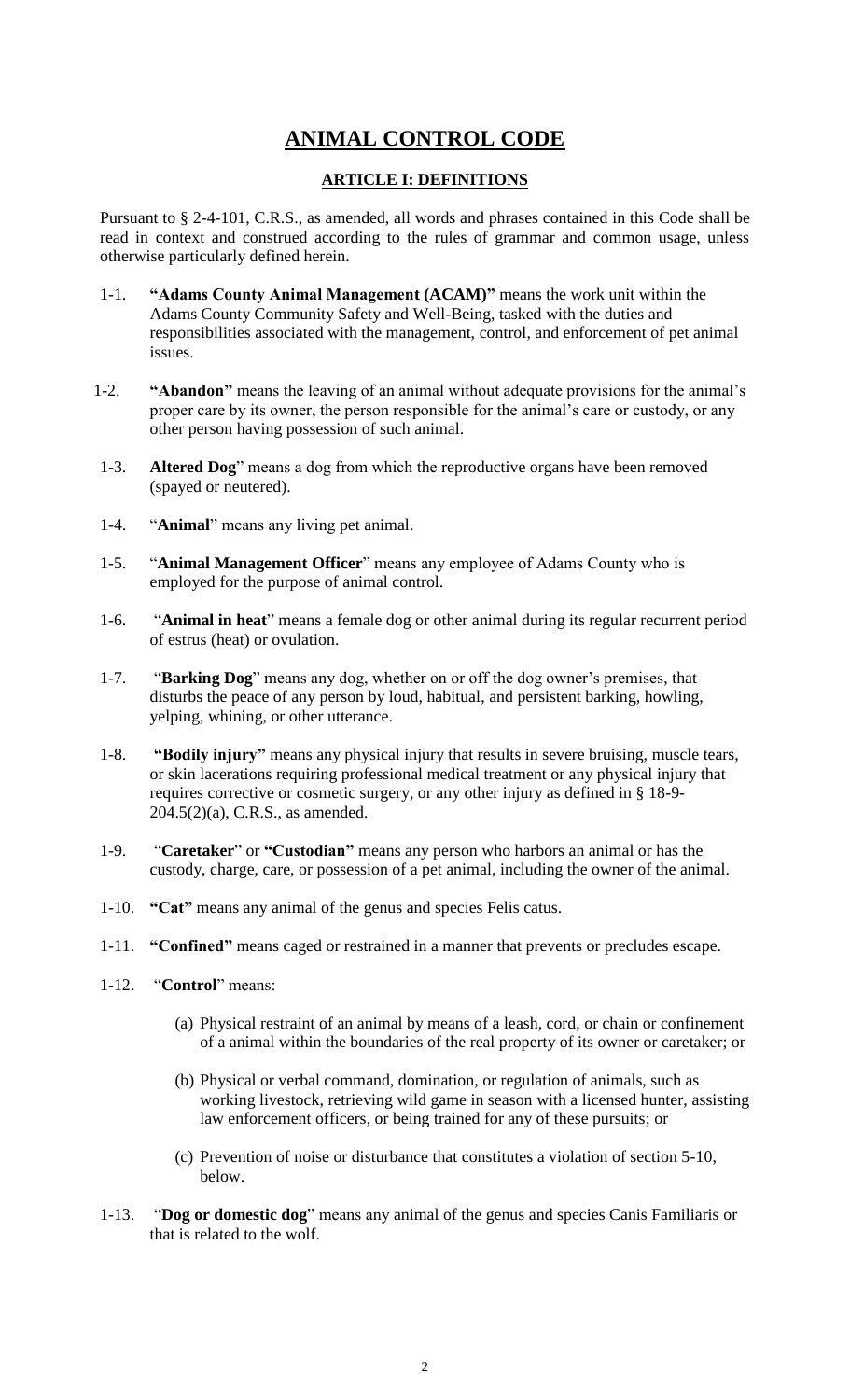# ANIMAL CONTROL CODE

## ARTICLE I: DEFINITIONS

Pursuant to § 2-4-101, C.R.S., as amended, all words and phrases contained in this Code shall be read in context and construed according to the rules of grammar and common usage, unless otherwise particularly defined herein.

1-1. **"Adams County Animal Management (ACAM)"** means the work unit within the Adams County Community Safety and Well-Being, tasked with the duties and responsibilities associated with the management, control, and enforcement of pet animal issues.

1-2. **"Abandon"** means the leaving of an animal without adequate provisions for the animal's proper care by its owner, the person responsible for the animal's care or custody, or any other person having possession of such animal.

1-3. **Altered Dog**" means a dog from which the reproductive organs have been removed (spayed or neutered).

1-4. "**Animal**" means any living pet animal.

1-5. "**Animal Management Officer**" means any employee of Adams County who is employed for the purpose of animal control.

1-6. "**Animal in heat**" means a female dog or other animal during its regular recurrent period of estrus (heat) or ovulation.

1-7. "**Barking Dog**" means any dog, whether on or off the dog owner's premises, that disturbs the peace of any person by loud, habitual, and persistent barking, howling, yelping, whining, or other utterance.

1-8. **"Bodily injury"** means any physical injury that results in severe bruising, muscle tears, or skin lacerations requiring professional medical treatment or any physical injury that requires corrective or cosmetic surgery, or any other injury as defined in § 18-9-204.5(2)(a), C.R.S., as amended.

1-9. "**Caretaker**" or **"Custodian"** means any person who harbors an animal or has the custody, charge, care, or possession of a pet animal, including the owner of the animal.

1-10. **"Cat"** means any animal of the genus and species Felis catus.

1-11. **"Confined"** means caged or restrained in a manner that prevents or precludes escape.

1-12. "**Control**" means:

(a) Physical restraint of an animal by means of a leash, cord, or chain or confinement of a animal within the boundaries of the real property of its owner or caretaker; or

(b) Physical or verbal command, domination, or regulation of animals, such as working livestock, retrieving wild game in season with a licensed hunter, assisting law enforcement officers, or being trained for any of these pursuits; or

(c) Prevention of noise or disturbance that constitutes a violation of section 5-10, below.

1-13. "**Dog or domestic dog**" means any animal of the genus and species Canis Familiaris or that is related to the wolf.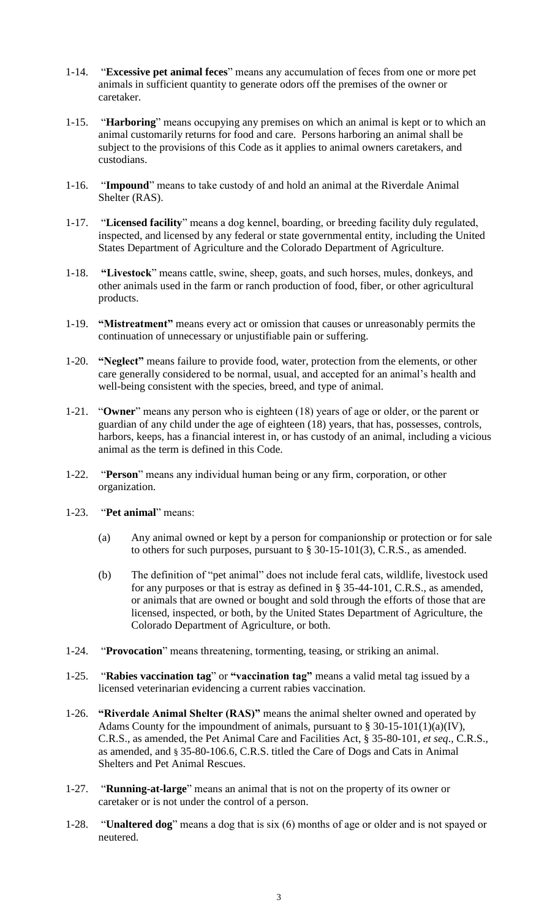1-14. "**Excessive pet animal feces**" means any accumulation of feces from one or more pet animals in sufficient quantity to generate odors off the premises of the owner or caretaker.

1-15. "**Harboring**" means occupying any premises on which an animal is kept or to which an animal customarily returns for food and care. Persons harboring an animal shall be subject to the provisions of this Code as it applies to animal owners caretakers, and custodians.

1-16. "**Impound**" means to take custody of and hold an animal at the Riverdale Animal Shelter (RAS).

1-17. "**Licensed facility**" means a dog kennel, boarding, or breeding facility duly regulated, inspected, and licensed by any federal or state governmental entity, including the United States Department of Agriculture and the Colorado Department of Agriculture.

1-18. **"Livestock**" means cattle, swine, sheep, goats, and such horses, mules, donkeys, and other animals used in the farm or ranch production of food, fiber, or other agricultural products.

1-19. **"Mistreatment"** means every act or omission that causes or unreasonably permits the continuation of unnecessary or unjustifiable pain or suffering.

1-20. **"Neglect"** means failure to provide food, water, protection from the elements, or other care generally considered to be normal, usual, and accepted for an animal's health and well-being consistent with the species, breed, and type of animal.

1-21. "**Owner**" means any person who is eighteen (18) years of age or older, or the parent or guardian of any child under the age of eighteen (18) years, that has, possesses, controls, harbors, keeps, has a financial interest in, or has custody of an animal, including a vicious animal as the term is defined in this Code.

1-22. "**Person**" means any individual human being or any firm, corporation, or other organization.

1-23. "**Pet animal**" means:

(a) Any animal owned or kept by a person for companionship or protection or for sale to others for such purposes, pursuant to § 30-15-101(3), C.R.S., as amended.

(b) The definition of "pet animal" does not include feral cats, wildlife, livestock used for any purposes or that is estray as defined in § 35-44-101, C.R.S., as amended, or animals that are owned or bought and sold through the efforts of those that are licensed, inspected, or both, by the United States Department of Agriculture, the Colorado Department of Agriculture, or both.

1-24. "**Provocation**" means threatening, tormenting, teasing, or striking an animal.

1-25. "**Rabies vaccination tag**" or **"vaccination tag"** means a valid metal tag issued by a licensed veterinarian evidencing a current rabies vaccination.

1-26. **"Riverdale Animal Shelter (RAS)"** means the animal shelter owned and operated by Adams County for the impoundment of animals, pursuant to § 30-15-101(1)(a)(IV), C.R.S., as amended, the Pet Animal Care and Facilities Act, § 35-80-101, *et seq*., C.R.S., as amended, and § 35-80-106.6, C.R.S. titled the Care of Dogs and Cats in Animal Shelters and Pet Animal Rescues.

1-27. "**Running-at-large**" means an animal that is not on the property of its owner or caretaker or is not under the control of a person.

1-28. "**Unaltered dog**" means a dog that is six (6) months of age or older and is not spayed or neutered.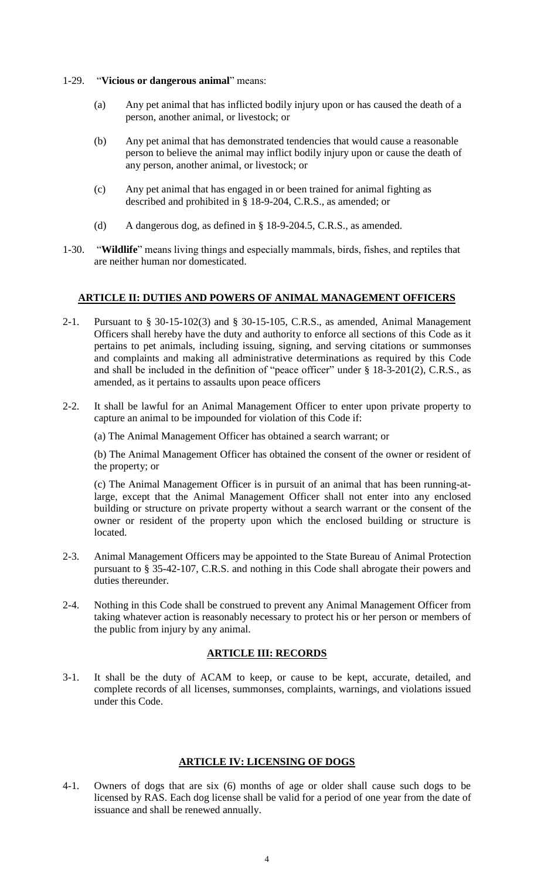1-29. "**Vicious or dangerous animal**" means:

(a) Any pet animal that has inflicted bodily injury upon or has caused the death of a person, another animal, or livestock; or

(b) Any pet animal that has demonstrated tendencies that would cause a reasonable person to believe the animal may inflict bodily injury upon or cause the death of any person, another animal, or livestock; or

(c) Any pet animal that has engaged in or been trained for animal fighting as described and prohibited in § 18-9-204, C.R.S., as amended; or

(d) A dangerous dog, as defined in § 18-9-204.5, C.R.S., as amended.

1-30. "**Wildlife**" means living things and especially mammals, birds, fishes, and reptiles that are neither human nor domesticated.

## ARTICLE II: DUTIES AND POWERS OF ANIMAL MANAGEMENT OFFICERS

2-1. Pursuant to § 30-15-102(3) and § 30-15-105, C.R.S., as amended, Animal Management Officers shall hereby have the duty and authority to enforce all sections of this Code as it pertains to pet animals, including issuing, signing, and serving citations or summonses and complaints and making all administrative determinations as required by this Code and shall be included in the definition of "peace officer" under § 18-3-201(2), C.R.S., as amended, as it pertains to assaults upon peace officers

2-2. It shall be lawful for an Animal Management Officer to enter upon private property to capture an animal to be impounded for violation of this Code if:

(a) The Animal Management Officer has obtained a search warrant; or

(b) The Animal Management Officer has obtained the consent of the owner or resident of the property; or

(c) The Animal Management Officer is in pursuit of an animal that has been running-at-large, except that the Animal Management Officer shall not enter into any enclosed building or structure on private property without a search warrant or the consent of the owner or resident of the property upon which the enclosed building or structure is located.

2-3. Animal Management Officers may be appointed to the State Bureau of Animal Protection pursuant to § 35-42-107, C.R.S. and nothing in this Code shall abrogate their powers and duties thereunder.

2-4. Nothing in this Code shall be construed to prevent any Animal Management Officer from taking whatever action is reasonably necessary to protect his or her person or members of the public from injury by any animal.

## ARTICLE III: RECORDS

3-1. It shall be the duty of ACAM to keep, or cause to be kept, accurate, detailed, and complete records of all licenses, summonses, complaints, warnings, and violations issued under this Code.

## ARTICLE IV: LICENSING OF DOGS

4-1. Owners of dogs that are six (6) months of age or older shall cause such dogs to be licensed by RAS. Each dog license shall be valid for a period of one year from the date of issuance and shall be renewed annually.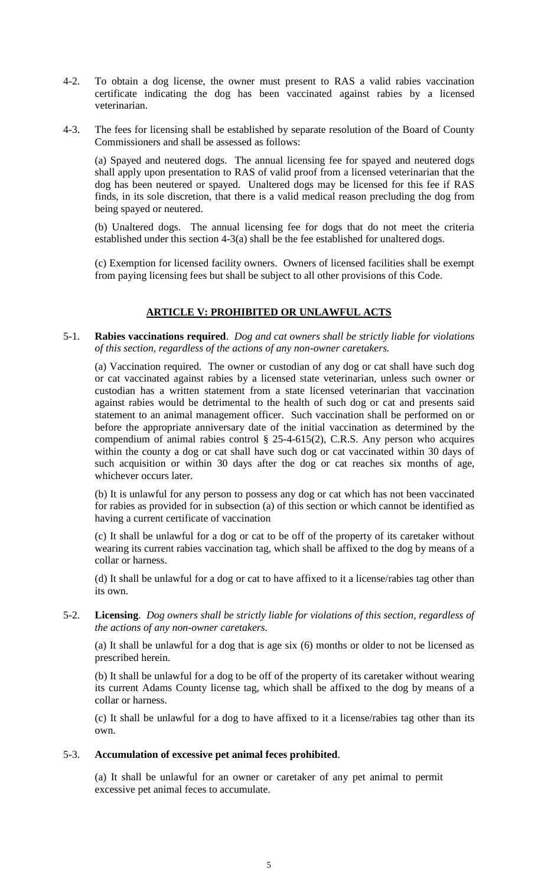4-2. To obtain a dog license, the owner must present to RAS a valid rabies vaccination certificate indicating the dog has been vaccinated against rabies by a licensed veterinarian.

4-3. The fees for licensing shall be established by separate resolution of the Board of County Commissioners and shall be assessed as follows:

(a) Spayed and neutered dogs. The annual licensing fee for spayed and neutered dogs shall apply upon presentation to RAS of valid proof from a licensed veterinarian that the dog has been neutered or spayed. Unaltered dogs may be licensed for this fee if RAS finds, in its sole discretion, that there is a valid medical reason precluding the dog from being spayed or neutered.

(b) Unaltered dogs. The annual licensing fee for dogs that do not meet the criteria established under this section 4-3(a) shall be the fee established for unaltered dogs.

(c) Exemption for licensed facility owners. Owners of licensed facilities shall be exempt from paying licensing fees but shall be subject to all other provisions of this Code.

## ARTICLE V: PROHIBITED OR UNLAWFUL ACTS

5-1. **Rabies vaccinations required**. *Dog and cat owners shall be strictly liable for violations of this section, regardless of the actions of any non-owner caretakers.*

(a) Vaccination required. The owner or custodian of any dog or cat shall have such dog or cat vaccinated against rabies by a licensed state veterinarian, unless such owner or custodian has a written statement from a state licensed veterinarian that vaccination against rabies would be detrimental to the health of such dog or cat and presents said statement to an animal management officer. Such vaccination shall be performed on or before the appropriate anniversary date of the initial vaccination as determined by the compendium of animal rabies control § 25-4-615(2), C.R.S. Any person who acquires within the county a dog or cat shall have such dog or cat vaccinated within 30 days of such acquisition or within 30 days after the dog or cat reaches six months of age, whichever occurs later.

(b) It is unlawful for any person to possess any dog or cat which has not been vaccinated for rabies as provided for in subsection (a) of this section or which cannot be identified as having a current certificate of vaccination

(c) It shall be unlawful for a dog or cat to be off of the property of its caretaker without wearing its current rabies vaccination tag, which shall be affixed to the dog by means of a collar or harness.

(d) It shall be unlawful for a dog or cat to have affixed to it a license/rabies tag other than its own.

5-2. **Licensing**. *Dog owners shall be strictly liable for violations of this section, regardless of the actions of any non-owner caretakers.*

(a) It shall be unlawful for a dog that is age six (6) months or older to not be licensed as prescribed herein.

(b) It shall be unlawful for a dog to be off of the property of its caretaker without wearing its current Adams County license tag, which shall be affixed to the dog by means of a collar or harness.

(c) It shall be unlawful for a dog to have affixed to it a license/rabies tag other than its own.

5-3. **Accumulation of excessive pet animal feces prohibited**.

(a) It shall be unlawful for an owner or caretaker of any pet animal to permit excessive pet animal feces to accumulate.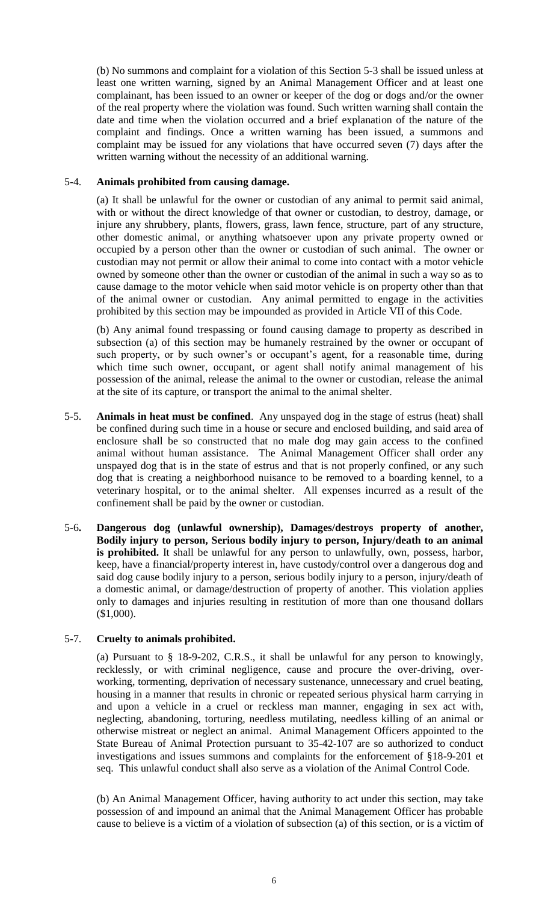(b) No summons and complaint for a violation of this Section 5-3 shall be issued unless at least one written warning, signed by an Animal Management Officer and at least one complainant, has been issued to an owner or keeper of the dog or dogs and/or the owner of the real property where the violation was found. Such written warning shall contain the date and time when the violation occurred and a brief explanation of the nature of the complaint and findings. Once a written warning has been issued, a summons and complaint may be issued for any violations that have occurred seven (7) days after the written warning without the necessity of an additional warning.

5-4. **Animals prohibited from causing damage.**

(a) It shall be unlawful for the owner or custodian of any animal to permit said animal, with or without the direct knowledge of that owner or custodian, to destroy, damage, or injure any shrubbery, plants, flowers, grass, lawn fence, structure, part of any structure, other domestic animal, or anything whatsoever upon any private property owned or occupied by a person other than the owner or custodian of such animal. The owner or custodian may not permit or allow their animal to come into contact with a motor vehicle owned by someone other than the owner or custodian of the animal in such a way so as to cause damage to the motor vehicle when said motor vehicle is on property other than that of the animal owner or custodian. Any animal permitted to engage in the activities prohibited by this section may be impounded as provided in Article VII of this Code.

(b) Any animal found trespassing or found causing damage to property as described in subsection (a) of this section may be humanely restrained by the owner or occupant of such property, or by such owner's or occupant's agent, for a reasonable time, during which time such owner, occupant, or agent shall notify animal management of his possession of the animal, release the animal to the owner or custodian, release the animal at the site of its capture, or transport the animal to the animal shelter.

5-5. **Animals in heat must be confined**. Any unspayed dog in the stage of estrus (heat) shall be confined during such time in a house or secure and enclosed building, and said area of enclosure shall be so constructed that no male dog may gain access to the confined animal without human assistance. The Animal Management Officer shall order any unspayed dog that is in the state of estrus and that is not properly confined, or any such dog that is creating a neighborhood nuisance to be removed to a boarding kennel, to a veterinary hospital, or to the animal shelter. All expenses incurred as a result of the confinement shall be paid by the owner or custodian.

5-6. **Dangerous dog (unlawful ownership), Damages/destroys property of another, Bodily injury to person, Serious bodily injury to person, Injury/death to an animal is prohibited.** It shall be unlawful for any person to unlawfully, own, possess, harbor, keep, have a financial/property interest in, have custody/control over a dangerous dog and said dog cause bodily injury to a person, serious bodily injury to a person, injury/death of a domestic animal, or damage/destruction of property of another. This violation applies only to damages and injuries resulting in restitution of more than one thousand dollars ($1,000).

5-7. **Cruelty to animals prohibited.**

(a) Pursuant to § 18-9-202, C.R.S., it shall be unlawful for any person to knowingly, recklessly, or with criminal negligence, cause and procure the over-driving, over-working, tormenting, deprivation of necessary sustenance, unnecessary and cruel beating, housing in a manner that results in chronic or repeated serious physical harm carrying in and upon a vehicle in a cruel or reckless man manner, engaging in sex act with, neglecting, abandoning, torturing, needless mutilating, needless killing of an animal or otherwise mistreat or neglect an animal. Animal Management Officers appointed to the State Bureau of Animal Protection pursuant to 35-42-107 are so authorized to conduct investigations and issues summons and complaints for the enforcement of §18-9-201 et seq. This unlawful conduct shall also serve as a violation of the Animal Control Code.

(b) An Animal Management Officer, having authority to act under this section, may take possession of and impound an animal that the Animal Management Officer has probable cause to believe is a victim of a violation of subsection (a) of this section, or is a victim of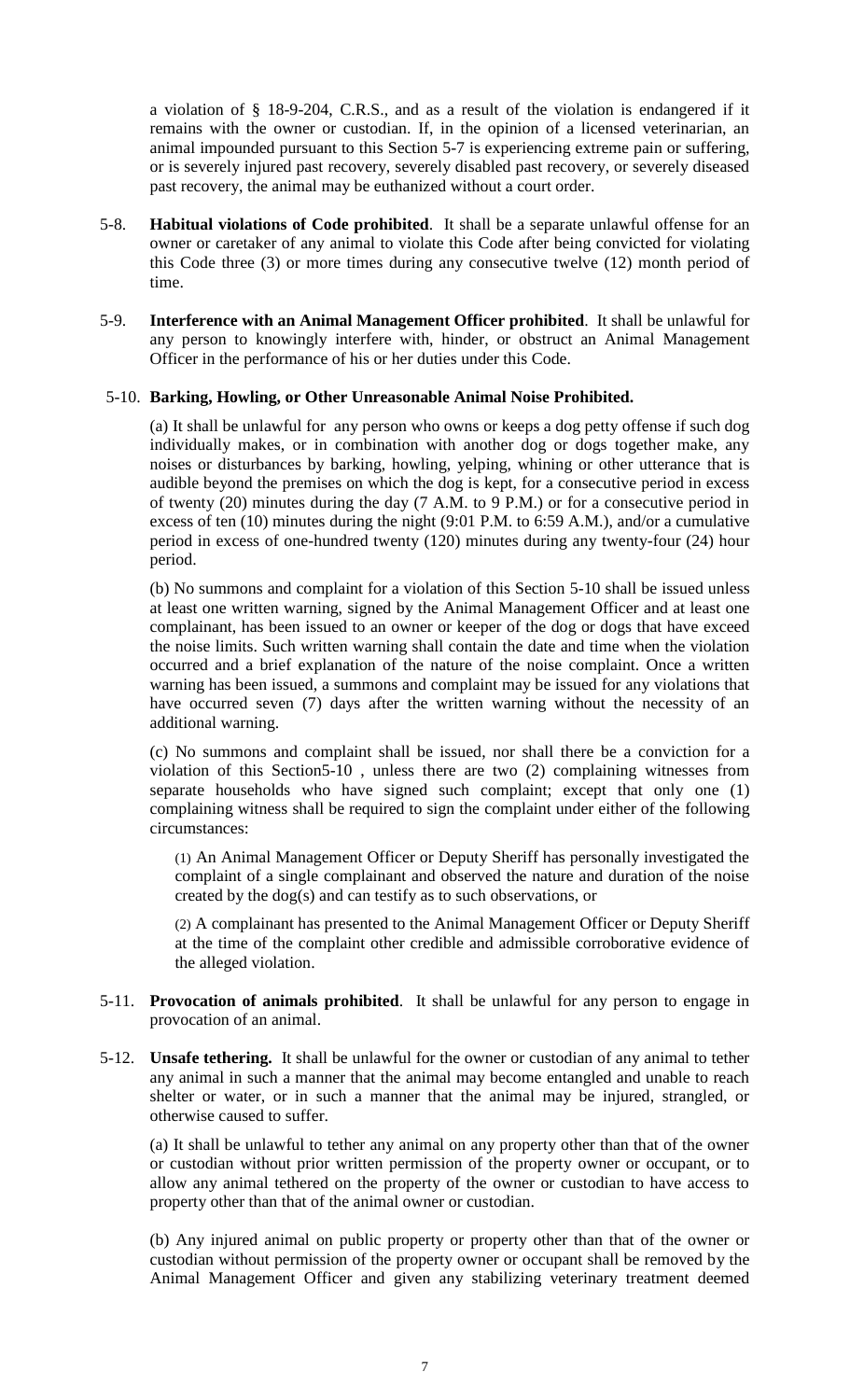a violation of § 18-9-204, C.R.S., and as a result of the violation is endangered if it remains with the owner or custodian. If, in the opinion of a licensed veterinarian, an animal impounded pursuant to this Section 5-7 is experiencing extreme pain or suffering, or is severely injured past recovery, severely disabled past recovery, or severely diseased past recovery, the animal may be euthanized without a court order.

5-8. **Habitual violations of Code prohibited**. It shall be a separate unlawful offense for an owner or caretaker of any animal to violate this Code after being convicted for violating this Code three (3) or more times during any consecutive twelve (12) month period of time.

5-9. **Interference with an Animal Management Officer prohibited**. It shall be unlawful for any person to knowingly interfere with, hinder, or obstruct an Animal Management Officer in the performance of his or her duties under this Code.

5-10. **Barking, Howling, or Other Unreasonable Animal Noise Prohibited.**

(a) It shall be unlawful for any person who owns or keeps a dog petty offense if such dog individually makes, or in combination with another dog or dogs together make, any noises or disturbances by barking, howling, yelping, whining or other utterance that is audible beyond the premises on which the dog is kept, for a consecutive period in excess of twenty (20) minutes during the day (7 A.M. to 9 P.M.) or for a consecutive period in excess of ten (10) minutes during the night (9:01 P.M. to 6:59 A.M.), and/or a cumulative period in excess of one-hundred twenty (120) minutes during any twenty-four (24) hour period.

(b) No summons and complaint for a violation of this Section 5-10 shall be issued unless at least one written warning, signed by the Animal Management Officer and at least one complainant, has been issued to an owner or keeper of the dog or dogs that have exceed the noise limits. Such written warning shall contain the date and time when the violation occurred and a brief explanation of the nature of the noise complaint. Once a written warning has been issued, a summons and complaint may be issued for any violations that have occurred seven (7) days after the written warning without the necessity of an additional warning.

(c) No summons and complaint shall be issued, nor shall there be a conviction for a violation of this Section5-10 , unless there are two (2) complaining witnesses from separate households who have signed such complaint; except that only one (1) complaining witness shall be required to sign the complaint under either of the following circumstances:

(1) An Animal Management Officer or Deputy Sheriff has personally investigated the complaint of a single complainant and observed the nature and duration of the noise created by the dog(s) and can testify as to such observations, or

(2) A complainant has presented to the Animal Management Officer or Deputy Sheriff at the time of the complaint other credible and admissible corroborative evidence of the alleged violation.

5-11. **Provocation of animals prohibited**. It shall be unlawful for any person to engage in provocation of an animal.

5-12. **Unsafe tethering.** It shall be unlawful for the owner or custodian of any animal to tether any animal in such a manner that the animal may become entangled and unable to reach shelter or water, or in such a manner that the animal may be injured, strangled, or otherwise caused to suffer.

(a) It shall be unlawful to tether any animal on any property other than that of the owner or custodian without prior written permission of the property owner or occupant, or to allow any animal tethered on the property of the owner or custodian to have access to property other than that of the animal owner or custodian.

(b) Any injured animal on public property or property other than that of the owner or custodian without permission of the property owner or occupant shall be removed by the Animal Management Officer and given any stabilizing veterinary treatment deemed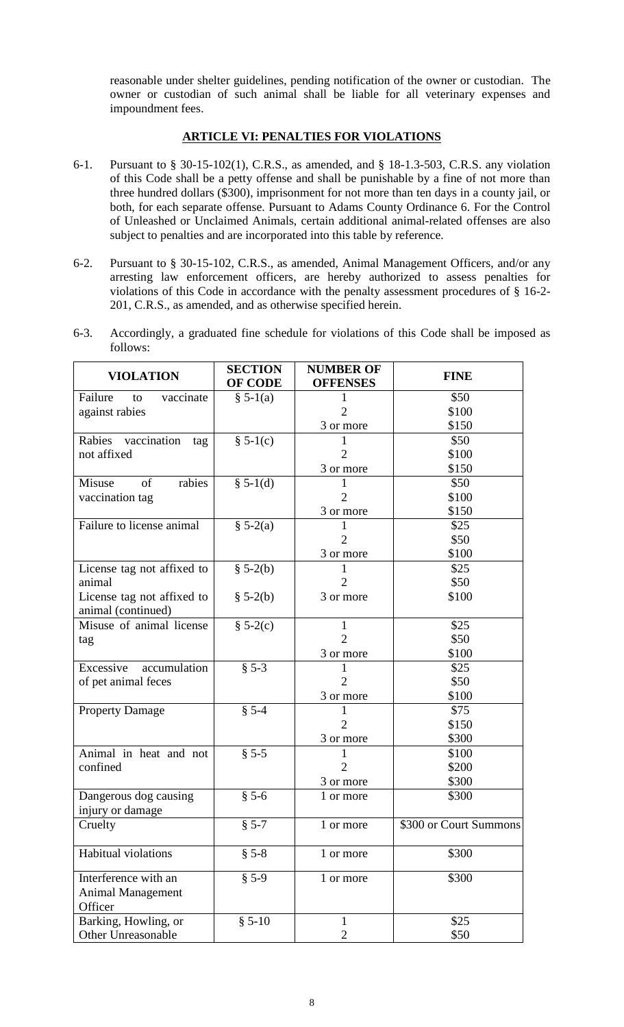reasonable under shelter guidelines, pending notification of the owner or custodian. The owner or custodian of such animal shall be liable for all veterinary expenses and impoundment fees.

## ARTICLE VI: PENALTIES FOR VIOLATIONS

6-1. Pursuant to § 30-15-102(1), C.R.S., as amended, and § 18-1.3-503, C.R.S. any violation of this Code shall be a petty offense and shall be punishable by a fine of not more than three hundred dollars ($300), imprisonment for not more than ten days in a county jail, or both, for each separate offense. Pursuant to Adams County Ordinance 6. For the Control of Unleashed or Unclaimed Animals, certain additional animal-related offenses are also subject to penalties and are incorporated into this table by reference.

6-2. Pursuant to § 30-15-102, C.R.S., as amended, Animal Management Officers, and/or any arresting law enforcement officers, are hereby authorized to assess penalties for violations of this Code in accordance with the penalty assessment procedures of § 16-2-201, C.R.S., as amended, and as otherwise specified herein.

6-3. Accordingly, a graduated fine schedule for violations of this Code shall be imposed as follows:

| VIOLATION | SECTION OF CODE | NUMBER OF OFFENSES | FINE |
|---|---|---|---|
| Failure to vaccinate against rabies | § 5-1(a) | 1 | $50 |
| | | 2 | $100 |
| | | 3 or more | $150 |
| Rabies vaccination tag not affixed | § 5-1(c) | 1 | $50 |
| | | 2 | $100 |
| | | 3 or more | $150 |
| Misuse of rabies vaccination tag | § 5-1(d) | 1 | $50 |
| | | 2 | $100 |
| | | 3 or more | $150 |
| Failure to license animal | § 5-2(a) | 1 | $25 |
| | | 2 | $50 |
| | | 3 or more | $100 |
| License tag not affixed to animal | § 5-2(b) | 1 | $25 |
| | | 2 | $50 |
| License tag not affixed to animal (continued) | § 5-2(b) | 3 or more | $100 |
| Misuse of animal license tag | § 5-2(c) | 1 | $25 |
| | | 2 | $50 |
| | | 3 or more | $100 |
| Excessive accumulation of pet animal feces | § 5-3 | 1 | $25 |
| | | 2 | $50 |
| | | 3 or more | $100 |
| Property Damage | § 5-4 | 1 | $75 |
| | | 2 | $150 |
| | | 3 or more | $300 |
| Animal in heat and not confined | § 5-5 | 1 | $100 |
| | | 2 | $200 |
| | | 3 or more | $300 |
| Dangerous dog causing injury or damage | § 5-6 | 1 or more | $300 |
| Cruelty | § 5-7 | 1 or more | $300 or Court Summons |
| Habitual violations | § 5-8 | 1 or more | $300 |
| Interference with an Animal Management Officer | § 5-9 | 1 or more | $300 |
| Barking, Howling, or Other Unreasonable | § 5-10 | 1 | $25 |
| | | 2 | $50 |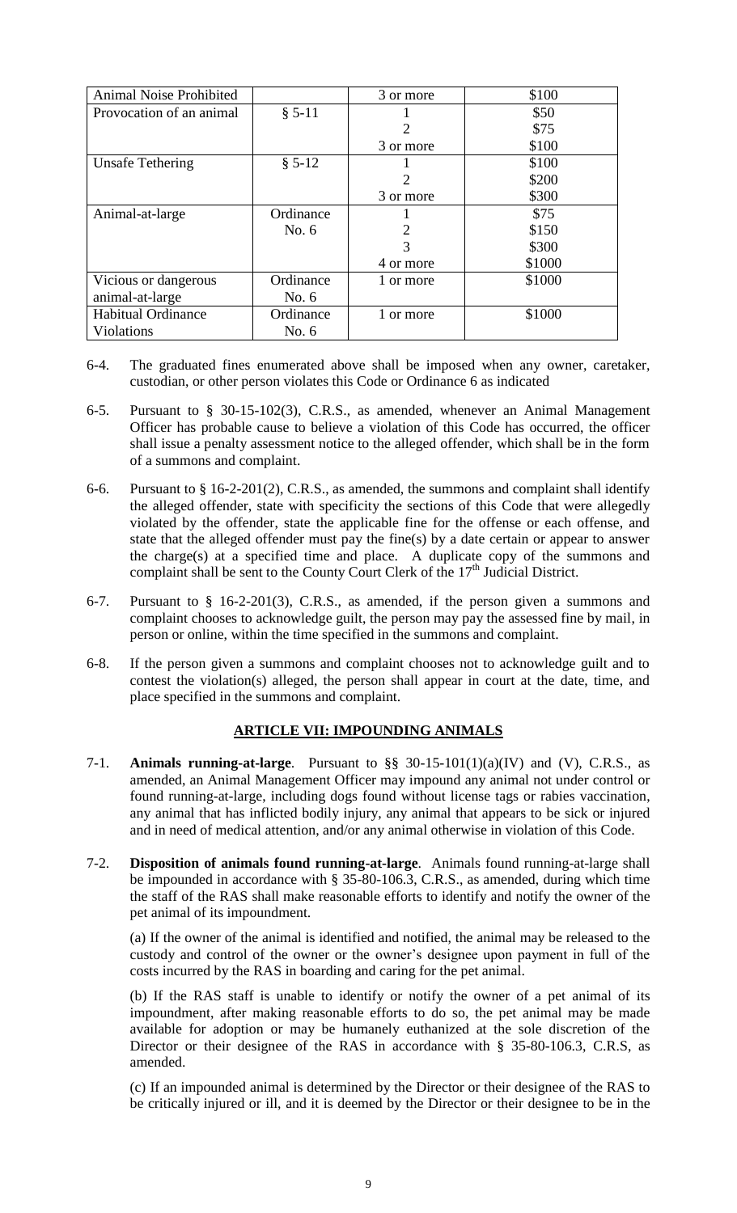| Animal Noise Prohibited | | 3 or more | $100 |
|---|---|---|---|
| Provocation of an animal | § 5-11 | 1 | $50 |
| | | 2 | $75 |
| | | 3 or more | $100 |
| Unsafe Tethering | § 5-12 | 1 | $100 |
| | | 2 | $200 |
| | | 3 or more | $300 |
| Animal-at-large | Ordinance No. 6 | 1 | $75 |
| | | 2 | $150 |
| | | 3 | $300 |
| | | 4 or more | $1000 |
| Vicious or dangerous animal-at-large | Ordinance No. 6 | 1 or more | $1000 |
| Habitual Ordinance Violations | Ordinance No. 6 | 1 or more | $1000 |

6-4. The graduated fines enumerated above shall be imposed when any owner, caretaker, custodian, or other person violates this Code or Ordinance 6 as indicated

6-5. Pursuant to § 30-15-102(3), C.R.S., as amended, whenever an Animal Management Officer has probable cause to believe a violation of this Code has occurred, the officer shall issue a penalty assessment notice to the alleged offender, which shall be in the form of a summons and complaint.

6-6. Pursuant to § 16-2-201(2), C.R.S., as amended, the summons and complaint shall identify the alleged offender, state with specificity the sections of this Code that were allegedly violated by the offender, state the applicable fine for the offense or each offense, and state that the alleged offender must pay the fine(s) by a date certain or appear to answer the charge(s) at a specified time and place. A duplicate copy of the summons and complaint shall be sent to the County Court Clerk of the 17th Judicial District.

6-7. Pursuant to § 16-2-201(3), C.R.S., as amended, if the person given a summons and complaint chooses to acknowledge guilt, the person may pay the assessed fine by mail, in person or online, within the time specified in the summons and complaint.

6-8. If the person given a summons and complaint chooses not to acknowledge guilt and to contest the violation(s) alleged, the person shall appear in court at the date, time, and place specified in the summons and complaint.

## ARTICLE VII: IMPOUNDING ANIMALS

7-1. **Animals running-at-large**. Pursuant to §§ 30-15-101(1)(a)(IV) and (V), C.R.S., as amended, an Animal Management Officer may impound any animal not under control or found running-at-large, including dogs found without license tags or rabies vaccination, any animal that has inflicted bodily injury, any animal that appears to be sick or injured and in need of medical attention, and/or any animal otherwise in violation of this Code.

7-2. **Disposition of animals found running-at-large**. Animals found running-at-large shall be impounded in accordance with § 35-80-106.3, C.R.S., as amended, during which time the staff of the RAS shall make reasonable efforts to identify and notify the owner of the pet animal of its impoundment.

(a) If the owner of the animal is identified and notified, the animal may be released to the custody and control of the owner or the owner's designee upon payment in full of the costs incurred by the RAS in boarding and caring for the pet animal.

(b) If the RAS staff is unable to identify or notify the owner of a pet animal of its impoundment, after making reasonable efforts to do so, the pet animal may be made available for adoption or may be humanely euthanized at the sole discretion of the Director or their designee of the RAS in accordance with § 35-80-106.3, C.R.S, as amended.

(c) If an impounded animal is determined by the Director or their designee of the RAS to be critically injured or ill, and it is deemed by the Director or their designee to be in the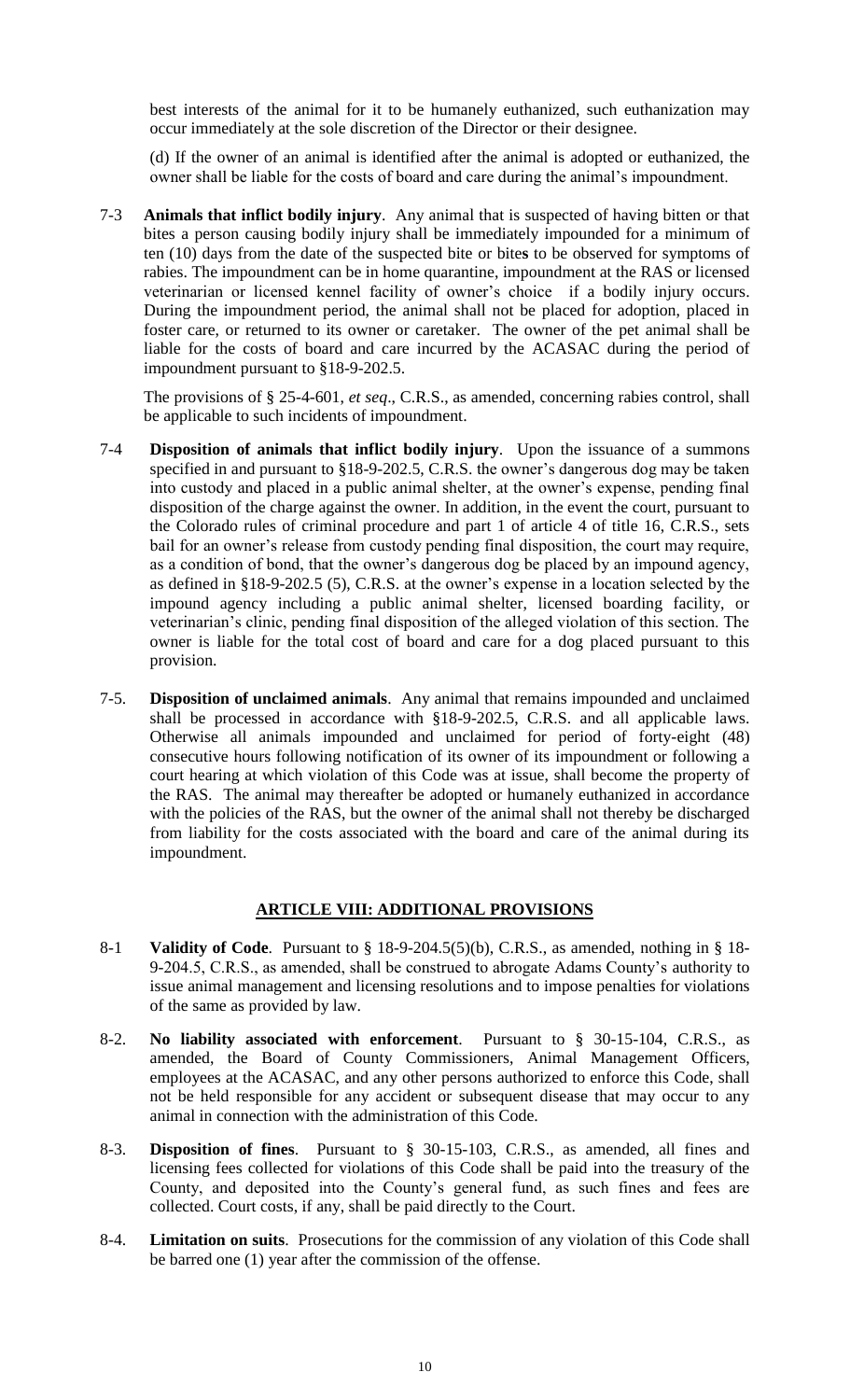best interests of the animal for it to be humanely euthanized, such euthanization may occur immediately at the sole discretion of the Director or their designee.

(d) If the owner of an animal is identified after the animal is adopted or euthanized, the owner shall be liable for the costs of board and care during the animal's impoundment.

7-3 **Animals that inflict bodily injury**. Any animal that is suspected of having bitten or that bites a person causing bodily injury shall be immediately impounded for a minimum of ten (10) days from the date of the suspected bite or bite**s** to be observed for symptoms of rabies. The impoundment can be in home quarantine, impoundment at the RAS or licensed veterinarian or licensed kennel facility of owner's choice if a bodily injury occurs. During the impoundment period, the animal shall not be placed for adoption, placed in foster care, or returned to its owner or caretaker. The owner of the pet animal shall be liable for the costs of board and care incurred by the ACASAC during the period of impoundment pursuant to §18-9-202.5.

The provisions of § 25-4-601, *et seq*., C.R.S., as amended, concerning rabies control, shall be applicable to such incidents of impoundment.

7-4 **Disposition of animals that inflict bodily injury**. Upon the issuance of a summons specified in and pursuant to §18-9-202.5, C.R.S. the owner's dangerous dog may be taken into custody and placed in a public animal shelter, at the owner's expense, pending final disposition of the charge against the owner. In addition, in the event the court, pursuant to the Colorado rules of criminal procedure and part 1 of article 4 of title 16, C.R.S., sets bail for an owner's release from custody pending final disposition, the court may require, as a condition of bond, that the owner's dangerous dog be placed by an impound agency, as defined in §18-9-202.5 (5), C.R.S. at the owner's expense in a location selected by the impound agency including a public animal shelter, licensed boarding facility, or veterinarian's clinic, pending final disposition of the alleged violation of this section. The owner is liable for the total cost of board and care for a dog placed pursuant to this provision.

7-5. **Disposition of unclaimed animals**. Any animal that remains impounded and unclaimed shall be processed in accordance with §18-9-202.5, C.R.S. and all applicable laws. Otherwise all animals impounded and unclaimed for period of forty-eight (48) consecutive hours following notification of its owner of its impoundment or following a court hearing at which violation of this Code was at issue, shall become the property of the RAS. The animal may thereafter be adopted or humanely euthanized in accordance with the policies of the RAS, but the owner of the animal shall not thereby be discharged from liability for the costs associated with the board and care of the animal during its impoundment.

## ARTICLE VIII: ADDITIONAL PROVISIONS

8-1 **Validity of Code**. Pursuant to § 18-9-204.5(5)(b), C.R.S., as amended, nothing in § 18-9-204.5, C.R.S., as amended, shall be construed to abrogate Adams County's authority to issue animal management and licensing resolutions and to impose penalties for violations of the same as provided by law.

8-2. **No liability associated with enforcement**. Pursuant to § 30-15-104, C.R.S., as amended, the Board of County Commissioners, Animal Management Officers, employees at the ACASAC, and any other persons authorized to enforce this Code, shall not be held responsible for any accident or subsequent disease that may occur to any animal in connection with the administration of this Code.

8-3. **Disposition of fines**. Pursuant to § 30-15-103, C.R.S., as amended, all fines and licensing fees collected for violations of this Code shall be paid into the treasury of the County, and deposited into the County's general fund, as such fines and fees are collected. Court costs, if any, shall be paid directly to the Court.

8-4. **Limitation on suits**. Prosecutions for the commission of any violation of this Code shall be barred one (1) year after the commission of the offense.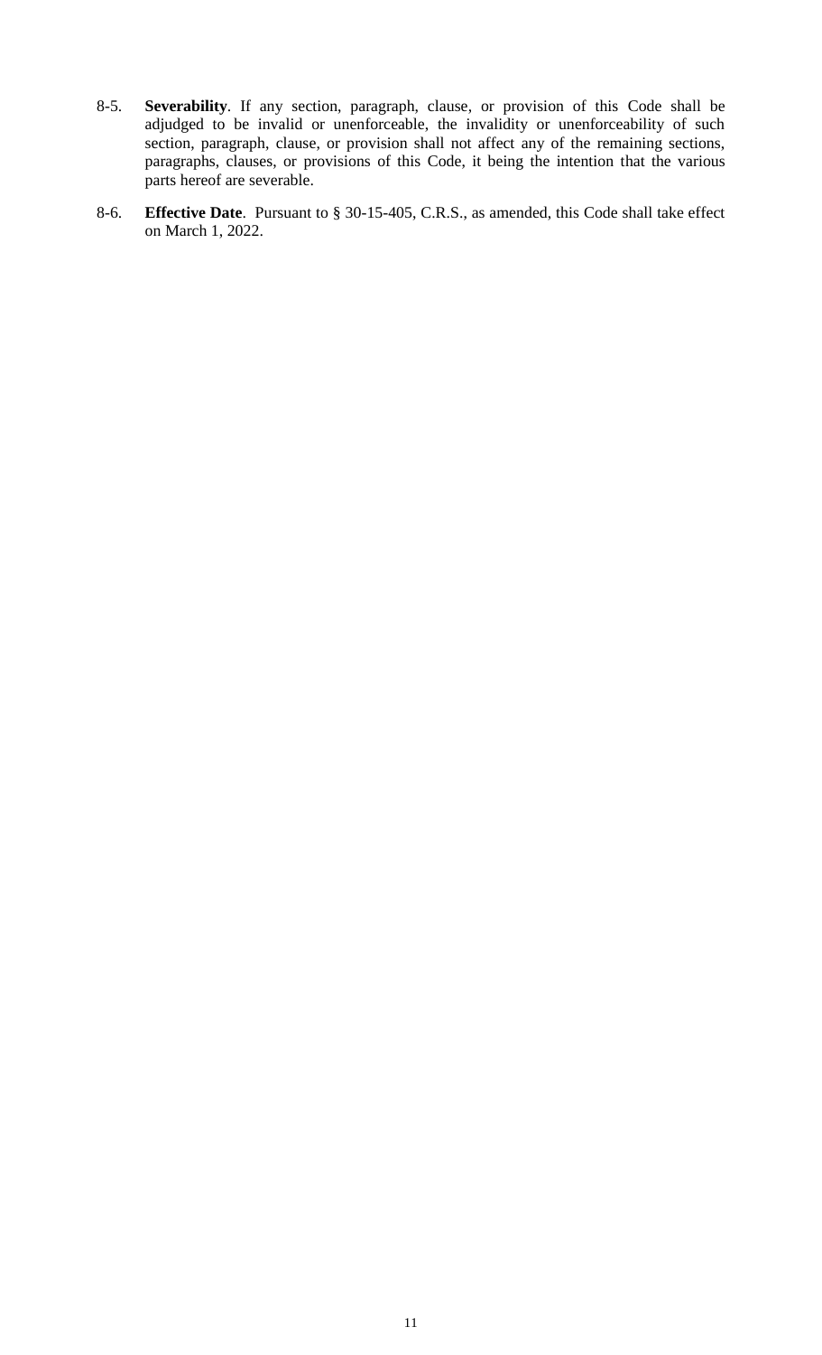8-5. **Severability**. If any section, paragraph, clause, or provision of this Code shall be adjudged to be invalid or unenforceable, the invalidity or unenforceability of such section, paragraph, clause, or provision shall not affect any of the remaining sections, paragraphs, clauses, or provisions of this Code, it being the intention that the various parts hereof are severable.

8-6. **Effective Date**. Pursuant to § 30-15-405, C.R.S., as amended, this Code shall take effect on March 1, 2022.